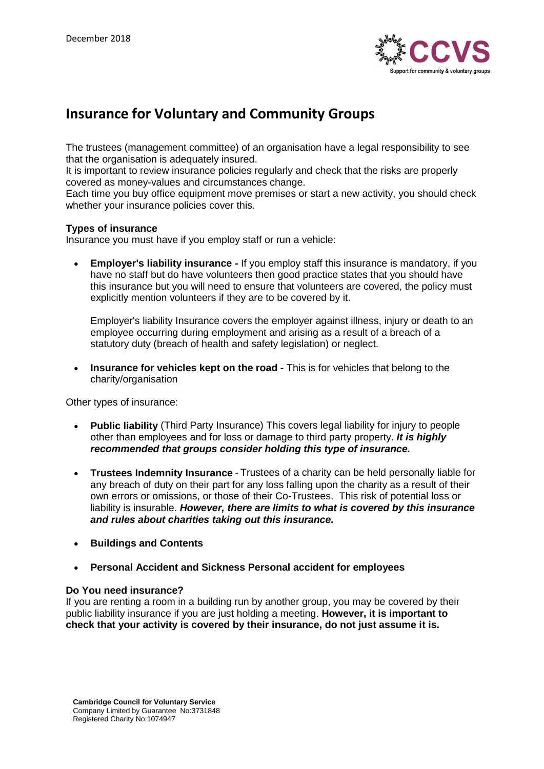December 2018

# Insurance for Voluntary and Community Groups

The trustees (management committee) of an organisation have a legal responsibility to see that the organisation is adequately insured.
It is important to review insurance policies regularly and check that the risks are properly covered as money-values and circumstances change.
Each time you buy office equipment move premises or start a new activity, you should check whether your insurance policies cover this.

**Types of insurance**
Insurance you must have if you employ staff or run a vehicle:

- **Employer's liability insurance -** If you employ staff this insurance is mandatory, if you have no staff but do have volunteers then good practice states that you should have this insurance but you will need to ensure that volunteers are covered, the policy must explicitly mention volunteers if they are to be covered by it.

  Employer's liability Insurance covers the employer against illness, injury or death to an employee occurring during employment and arising as a result of a breach of a statutory duty (breach of health and safety legislation) or neglect.

- **Insurance for vehicles kept on the road -** This is for vehicles that belong to the charity/organisation

Other types of insurance:

- **Public liability** (Third Party Insurance) This covers legal liability for injury to people other than employees and for loss or damage to third party property. ***It is highly recommended that groups consider holding this type of insurance.***

- **Trustees Indemnity Insurance** - Trustees of a charity can be held personally liable for any breach of duty on their part for any loss falling upon the charity as a result of their own errors or omissions, or those of their Co-Trustees. This risk of potential loss or liability is insurable. ***However, there are limits to what is covered by this insurance and rules about charities taking out this insurance.***

- **Buildings and Contents**

- **Personal Accident and Sickness Personal accident for employees**

**Do You need insurance?**
If you are renting a room in a building run by another group, you may be covered by their public liability insurance if you are just holding a meeting. **However, it is important to check that your activity is covered by their insurance, do not just assume it is.**

**Cambridge Council for Voluntary Service**
Company Limited by Guarantee No:3731848
Registered Charity No:1074947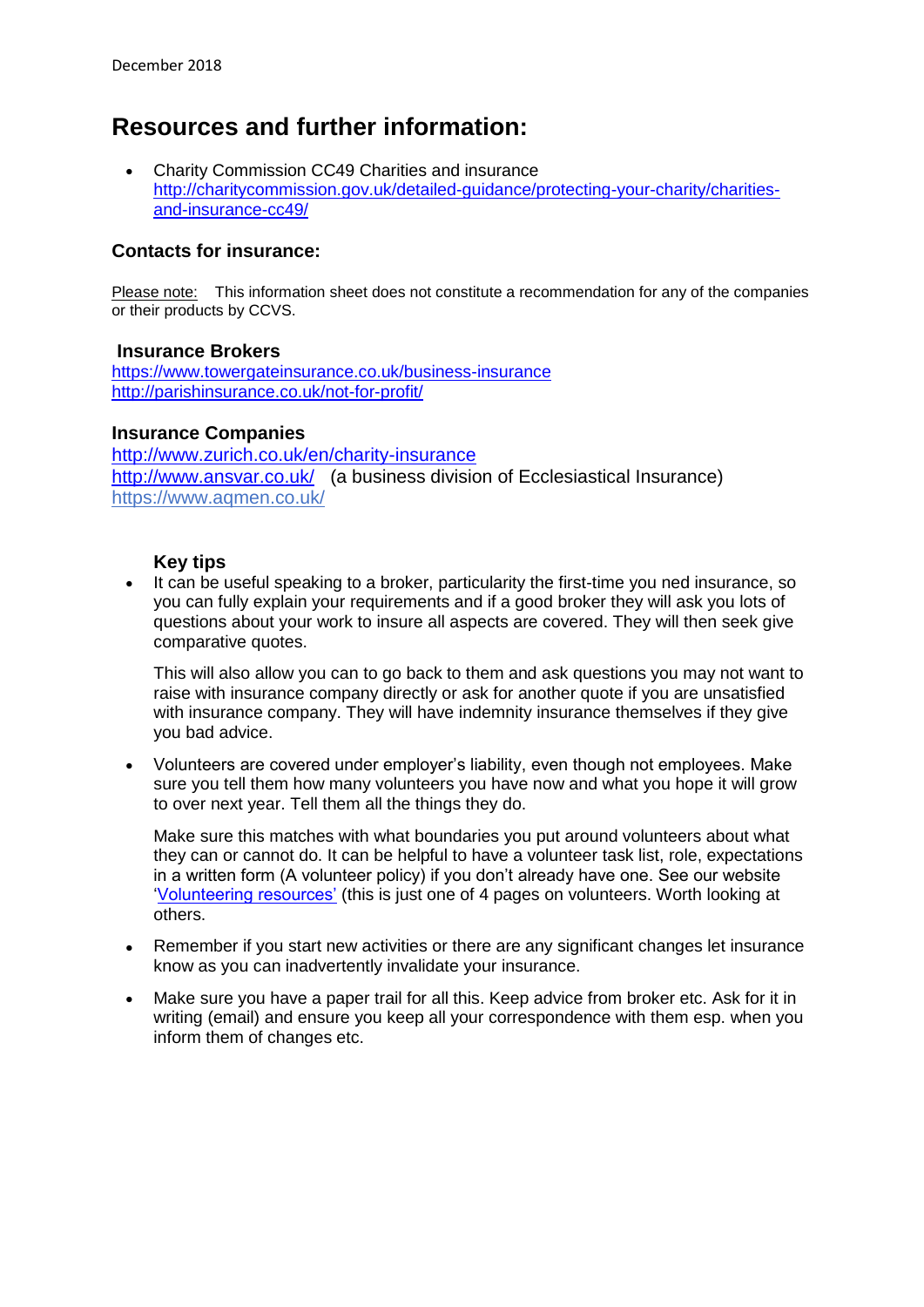December 2018

# Resources and further information:

- Charity Commission CC49 Charities and insurance http://charitycommission.gov.uk/detailed-guidance/protecting-your-charity/charities-and-insurance-cc49/

### Contacts for insurance:

Please note: This information sheet does not constitute a recommendation for any of the companies or their products by CCVS.

#### Insurance Brokers

https://www.towergateinsurance.co.uk/business-insurance
http://parishinsurance.co.uk/not-for-profit/

#### Insurance Companies

http://www.zurich.co.uk/en/charity-insurance
http://www.ansvar.co.uk/ (a business division of Ecclesiastical Insurance)
https://www.aqmen.co.uk/

#### Key tips

- It can be useful speaking to a broker, particularity the first-time you ned insurance, so you can fully explain your requirements and if a good broker they will ask you lots of questions about your work to insure all aspects are covered. They will then seek give comparative quotes.

  This will also allow you can to go back to them and ask questions you may not want to raise with insurance company directly or ask for another quote if you are unsatisfied with insurance company. They will have indemnity insurance themselves if they give you bad advice.

- Volunteers are covered under employer's liability, even though not employees. Make sure you tell them how many volunteers you have now and what you hope it will grow to over next year. Tell them all the things they do.

  Make sure this matches with what boundaries you put around volunteers about what they can or cannot do. It can be helpful to have a volunteer task list, role, expectations in a written form (A volunteer policy) if you don't already have one. See our website 'Volunteering resources' (this is just one of 4 pages on volunteers. Worth looking at others.

- Remember if you start new activities or there are any significant changes let insurance know as you can inadvertently invalidate your insurance.

- Make sure you have a paper trail for all this. Keep advice from broker etc. Ask for it in writing (email) and ensure you keep all your correspondence with them esp. when you inform them of changes etc.